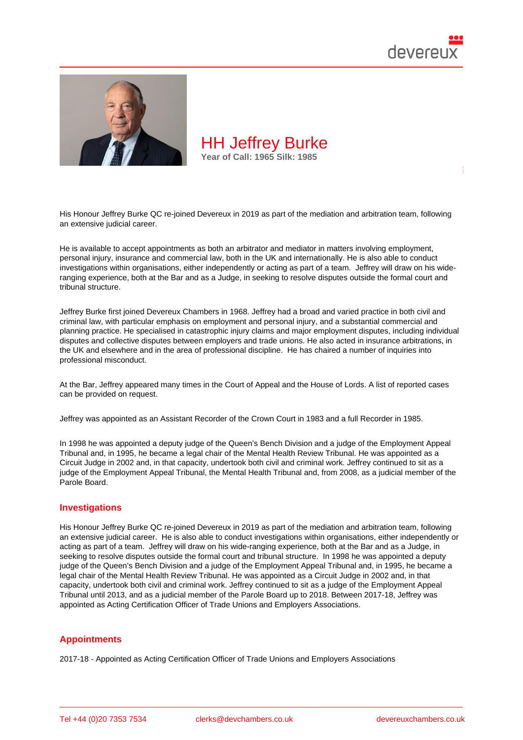# HH Jeffrey Burke

**Year of Call: 1965 Silk: 1985**

His Honour Jeffrey Burke QC re-joined Devereux in 2019 as part of the mediation and arbitration team, following an extensive judicial career.

He is available to accept appointments as both an arbitrator and mediator in matters involving employment, personal injury, insurance and commercial law, both in the UK and internationally. He is also able to conduct investigations within organisations, either independently or acting as part of a team. Jeffrey will draw on his wide-ranging experience, both at the Bar and as a Judge, in seeking to resolve disputes outside the formal court and tribunal structure.

Jeffrey Burke first joined Devereux Chambers in 1968. Jeffrey had a broad and varied practice in both civil and criminal law, with particular emphasis on employment and personal injury, and a substantial commercial and planning practice. He specialised in catastrophic injury claims and major employment disputes, including individual disputes and collective disputes between employers and trade unions. He also acted in insurance arbitrations, in the UK and elsewhere and in the area of professional discipline. He has chaired a number of inquiries into professional misconduct.

At the Bar, Jeffrey appeared many times in the Court of Appeal and the House of Lords. A list of reported cases can be provided on request.

Jeffrey was appointed as an Assistant Recorder of the Crown Court in 1983 and a full Recorder in 1985.

In 1998 he was appointed a deputy judge of the Queen's Bench Division and a judge of the Employment Appeal Tribunal and, in 1995, he became a legal chair of the Mental Health Review Tribunal. He was appointed as a Circuit Judge in 2002 and, in that capacity, undertook both civil and criminal work. Jeffrey continued to sit as a judge of the Employment Appeal Tribunal, the Mental Health Tribunal and, from 2008, as a judicial member of the Parole Board.

## Investigations

His Honour Jeffrey Burke QC re-joined Devereux in 2019 as part of the mediation and arbitration team, following an extensive judicial career. He is also able to conduct investigations within organisations, either independently or acting as part of a team. Jeffrey will draw on his wide-ranging experience, both at the Bar and as a Judge, in seeking to resolve disputes outside the formal court and tribunal structure. In 1998 he was appointed a deputy judge of the Queen's Bench Division and a judge of the Employment Appeal Tribunal and, in 1995, he became a legal chair of the Mental Health Review Tribunal. He was appointed as a Circuit Judge in 2002 and, in that capacity, undertook both civil and criminal work. Jeffrey continued to sit as a judge of the Employment Appeal Tribunal until 2013, and as a judicial member of the Parole Board up to 2018. Between 2017-18, Jeffrey was appointed as Acting Certification Officer of Trade Unions and Employers Associations.

## Appointments

2017-18 - Appointed as Acting Certification Officer of Trade Unions and Employers Associations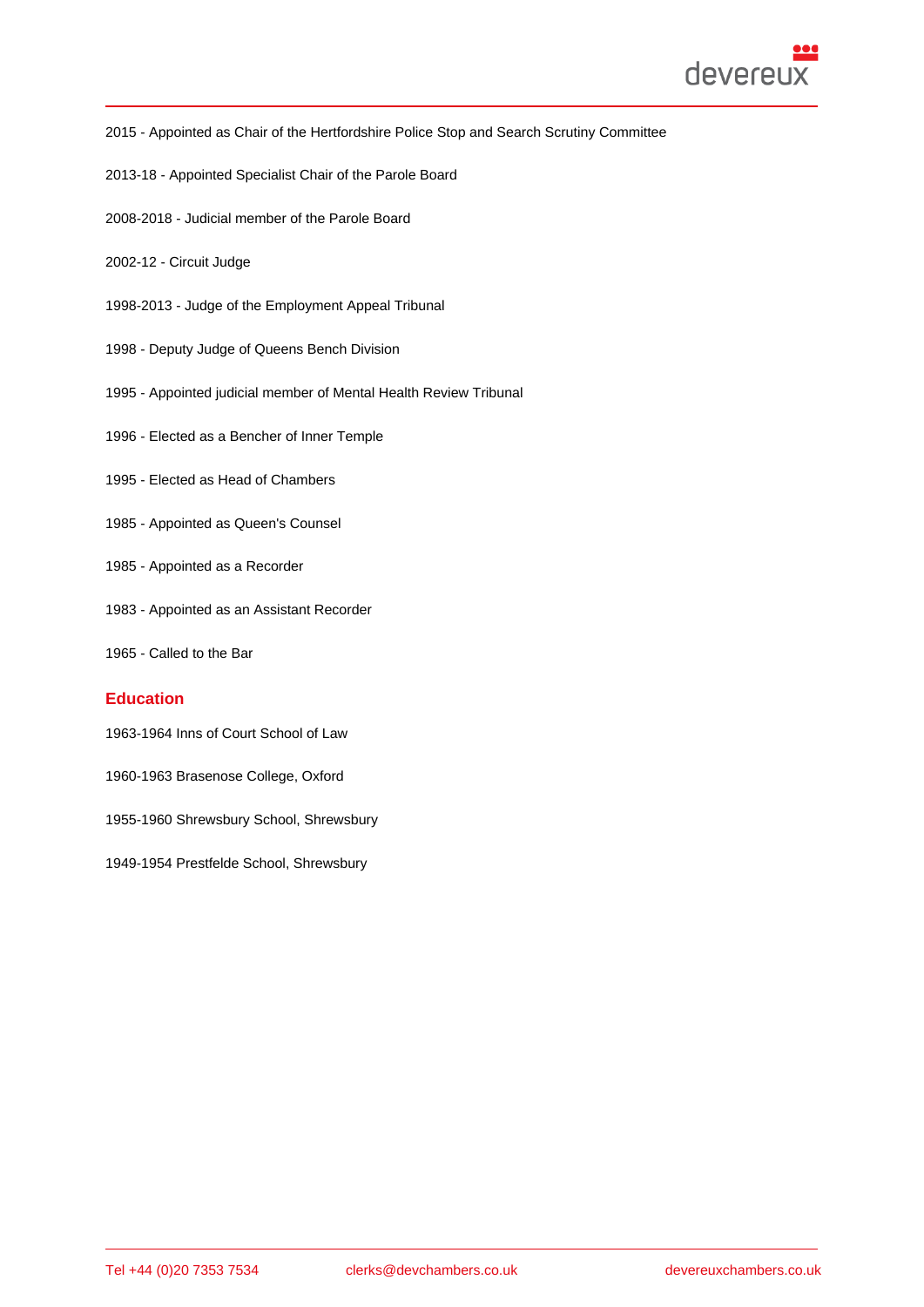2015 - Appointed as Chair of the Hertfordshire Police Stop and Search Scrutiny Committee

2013-18 - Appointed Specialist Chair of the Parole Board

2008-2018 - Judicial member of the Parole Board

2002-12 - Circuit Judge

1998-2013 - Judge of the Employment Appeal Tribunal

1998 - Deputy Judge of Queens Bench Division

1995 - Appointed judicial member of Mental Health Review Tribunal

1996 - Elected as a Bencher of Inner Temple

1995 - Elected as Head of Chambers

1985 - Appointed as Queen's Counsel

1985 - Appointed as a Recorder

1983 - Appointed as an Assistant Recorder

1965 - Called to the Bar

## Education

1963-1964 Inns of Court School of Law

1960-1963 Brasenose College, Oxford

1955-1960 Shrewsbury School, Shrewsbury

1949-1954 Prestfelde School, Shrewsbury